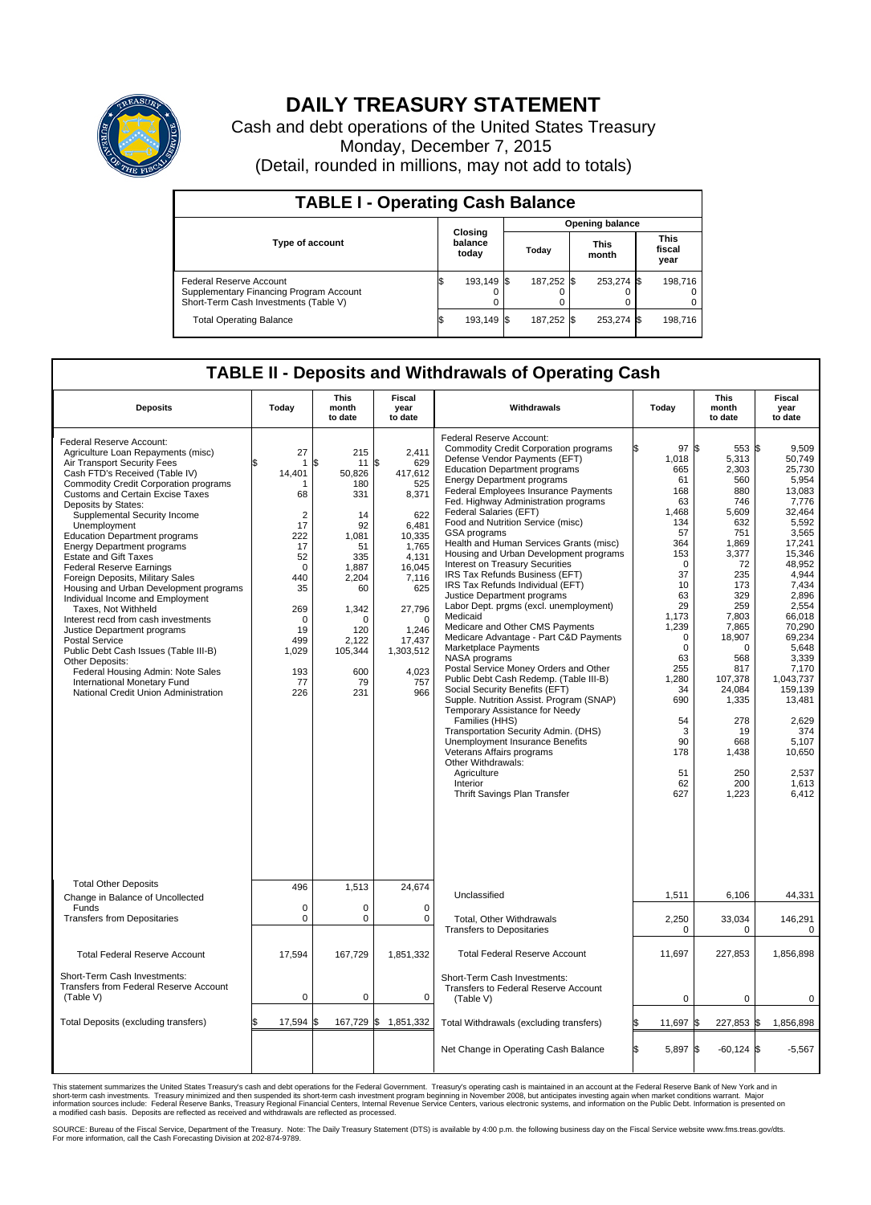# DAILY TREASURY STATEMENT

Cash and debt operations of the United States Treasury
Monday, December 7, 2015
(Detail, rounded in millions, may not add to totals)

## TABLE I - Operating Cash Balance

| Type of account | Closing balance today | Opening balance Today | Opening balance This month | Opening balance This fiscal year |
|---|---|---|---|---|
| Federal Reserve Account | $ 193,149 | $ 187,252 | $ 253,274 | $ 198,716 |
| Supplementary Financing Program Account | 0 | 0 | 0 | 0 |
| Short-Term Cash Investments (Table V) | 0 | 0 | 0 | 0 |
| Total Operating Balance | $ 193,149 | $ 187,252 | $ 253,274 | $ 198,716 |

## TABLE II - Deposits and Withdrawals of Operating Cash

| Deposits | Today | This month to date | Fiscal year to date |
|---|---|---|---|
| Federal Reserve Account: | | | |
| Agriculture Loan Repayments (misc) | $ 27 | $ 215 | $ 2,411 |
| Air Transport Security Fees | 1 | 11 | 629 |
| Cash FTD's Received (Table IV) | 14,401 | 50,826 | 417,612 |
| Commodity Credit Corporation programs | 1 | 180 | 525 |
| Customs and Certain Excise Taxes | 68 | 331 | 8,371 |
| Deposits by States: | | | |
| Supplemental Security Income | 2 | 14 | 622 |
| Unemployment | 17 | 92 | 6,481 |
| Education Department programs | 222 | 1,081 | 10,335 |
| Energy Department programs | 17 | 51 | 1,765 |
| Estate and Gift Taxes | 52 | 335 | 4,131 |
| Federal Reserve Earnings | 0 | 1,887 | 16,045 |
| Foreign Deposits, Military Sales | 440 | 2,204 | 7,116 |
| Housing and Urban Development programs | 35 | 60 | 625 |
| Individual Income and Employment Taxes, Not Withheld | 269 | 1,342 | 27,796 |
| Interest recd from cash investments | 0 | 0 | 0 |
| Justice Department programs | 19 | 120 | 1,246 |
| Postal Service | 499 | 2,122 | 17,437 |
| Public Debt Cash Issues (Table III-B) | 1,029 | 105,344 | 1,303,512 |
| Other Deposits: | | | |
| Federal Housing Admin: Note Sales | 193 | 600 | 4,023 |
| International Monetary Fund | 77 | 79 | 757 |
| National Credit Union Administration | 226 | 231 | 966 |
| Total Other Deposits | 496 | 1,513 | 24,674 |
| Change in Balance of Uncollected Funds | 0 | 0 | 0 |
| Transfers from Depositaries | 0 | 0 | 0 |
| Total Federal Reserve Account | 17,594 | 167,729 | 1,851,332 |
| Short-Term Cash Investments: Transfers from Federal Reserve Account (Table V) | 0 | 0 | 0 |
| Total Deposits (excluding transfers) | $ 17,594 | $ 167,729 | $ 1,851,332 |

| Withdrawals | Today | This month to date | Fiscal year to date |
|---|---|---|---|
| Federal Reserve Account: | | | |
| Commodity Credit Corporation programs | $ 97 | $ 553 | $ 9,509 |
| Defense Vendor Payments (EFT) | 1,018 | 5,313 | 50,749 |
| Education Department programs | 665 | 2,303 | 25,730 |
| Energy Department programs | 61 | 560 | 5,954 |
| Federal Employees Insurance Payments | 168 | 880 | 13,083 |
| Fed. Highway Administration programs | 63 | 746 | 7,776 |
| Federal Salaries (EFT) | 1,468 | 5,609 | 32,464 |
| Food and Nutrition Service (misc) | 134 | 632 | 5,592 |
| GSA programs | 57 | 751 | 3,565 |
| Health and Human Services Grants (misc) | 364 | 1,869 | 17,241 |
| Housing and Urban Development programs | 153 | 3,377 | 15,346 |
| Interest on Treasury Securities | 0 | 72 | 48,952 |
| IRS Tax Refunds Business (EFT) | 37 | 235 | 4,944 |
| IRS Tax Refunds Individual (EFT) | 10 | 173 | 7,434 |
| Justice Department programs | 63 | 329 | 2,896 |
| Labor Dept. prgms (excl. unemployment) | 29 | 259 | 2,554 |
| Medicaid | 1,173 | 7,803 | 66,018 |
| Medicare and Other CMS Payments | 1,239 | 7,865 | 70,290 |
| Medicare Advantage - Part C&D Payments | 0 | 18,907 | 69,234 |
| Marketplace Payments | 0 | 0 | 5,648 |
| NASA programs | 63 | 568 | 3,339 |
| Postal Service Money Orders and Other | 255 | 817 | 7,170 |
| Public Debt Cash Redemp. (Table III-B) | 1,280 | 107,378 | 1,043,737 |
| Social Security Benefits (EFT) | 34 | 24,084 | 159,139 |
| Supple. Nutrition Assist. Program (SNAP) | 690 | 1,335 | 13,481 |
| Temporary Assistance for Needy Families (HHS) | 54 | 278 | 2,629 |
| Transportation Security Admin. (DHS) | 3 | 19 | 374 |
| Unemployment Insurance Benefits | 90 | 668 | 5,107 |
| Veterans Affairs programs | 178 | 1,438 | 10,650 |
| Other Withdrawals: | | | |
| Agriculture | 51 | 250 | 2,537 |
| Interior | 62 | 200 | 1,613 |
| Thrift Savings Plan Transfer | 627 | 1,223 | 6,412 |
| Unclassified | 1,511 | 6,106 | 44,331 |
| Total, Other Withdrawals | 2,250 | 33,034 | 146,291 |
| Transfers to Depositaries | 0 | 0 | 0 |
| Total Federal Reserve Account | 11,697 | 227,853 | 1,856,898 |
| Short-Term Cash Investments: Transfers to Federal Reserve Account (Table V) | 0 | 0 | 0 |
| Total Withdrawals (excluding transfers) | $ 11,697 | $ 227,853 | $ 1,856,898 |
| Net Change in Operating Cash Balance | $ 5,897 | $ -60,124 | $ -5,567 |

This statement summarizes the United States Treasury's cash and debt operations for the Federal Government. Treasury's operating cash is maintained in an account at the Federal Reserve Bank of New York and in short-term cash investments. Treasury minimized and then suspended its short-term cash investment program beginning in November 2008, but anticipates investing again when market conditions warrant. Major information sources include: Federal Reserve Banks, Treasury Regional Financial Centers, Internal Revenue Service Centers, various electronic systems, and information on the Public Debt. Information is presented on a modified cash basis. Deposits are reflected as received and withdrawals are reflected as processed.

SOURCE: Bureau of the Fiscal Service, Department of the Treasury. Note: The Daily Treasury Statement (DTS) is available by 4:00 p.m. the following business day on the Fiscal Service website www.fms.treas.gov/dts. For more information, call the Cash Forecasting Division at 202-874-9789.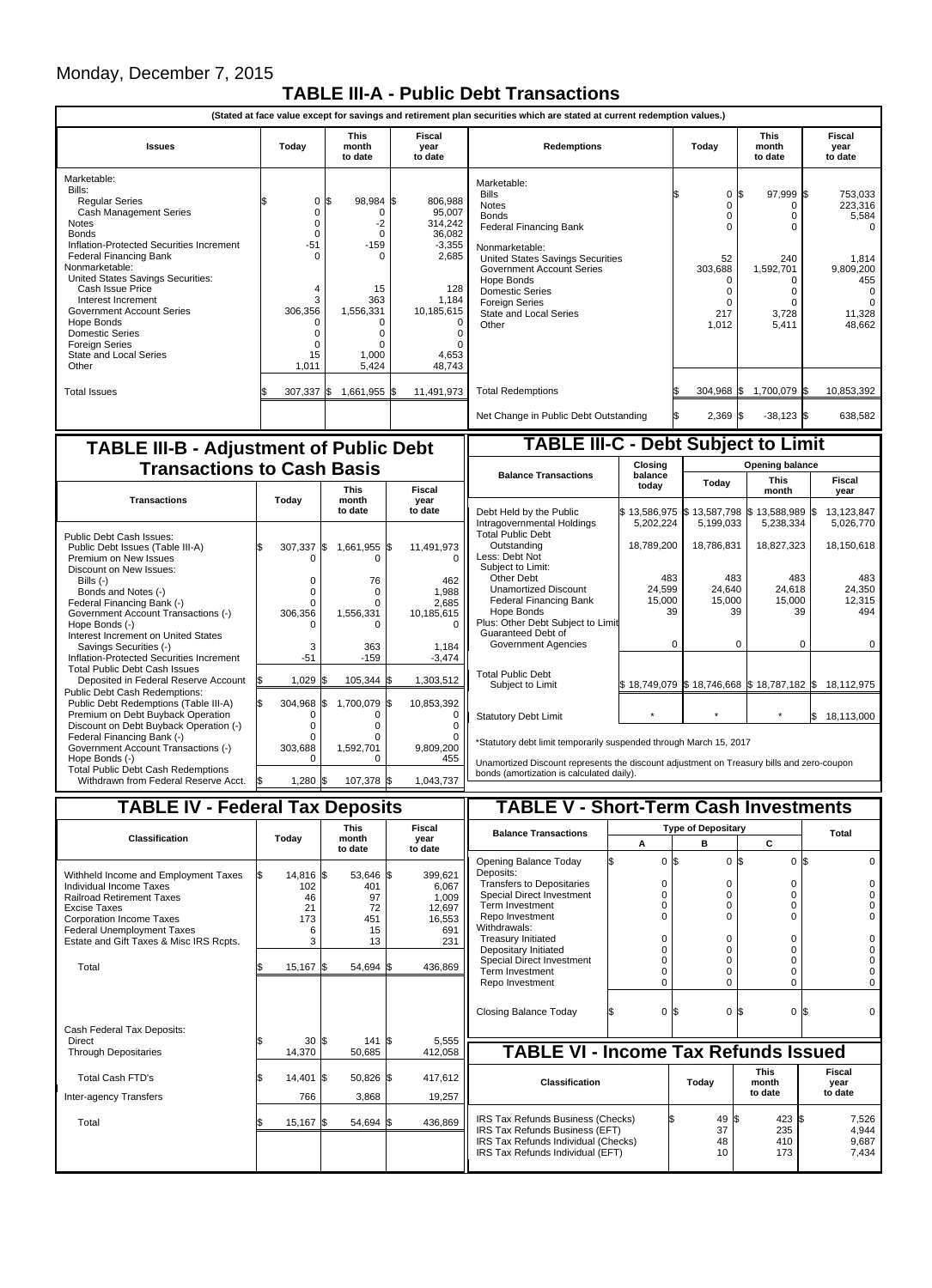Monday, December 7, 2015

# TABLE III-A - Public Debt Transactions

(Stated at face value except for savings and retirement plan securities which are stated at current redemption values.)

| Issues | Today | This month to date | Fiscal year to date |
|---|---|---|---|
| Marketable: | | | |
| Bills: | | | |
| Regular Series | $ 0 | $ 98,984 | $ 806,988 |
| Cash Management Series | 0 | 0 | 95,007 |
| Notes | 0 | -2 | 314,242 |
| Bonds | 0 | 0 | 36,082 |
| Inflation-Protected Securities Increment | -51 | -159 | -3,355 |
| Federal Financing Bank | 0 | 0 | 2,685 |
| Nonmarketable: | | | |
| United States Savings Securities: | | | |
| Cash Issue Price | 4 | 15 | 128 |
| Interest Increment | 3 | 363 | 1,184 |
| Government Account Series | 306,356 | 1,556,331 | 10,185,615 |
| Hope Bonds | 0 | 0 | 0 |
| Domestic Series | 0 | 0 | 0 |
| Foreign Series | 0 | 0 | 0 |
| State and Local Series | 15 | 1,000 | 4,653 |
| Other | 1,011 | 5,424 | 48,743 |
| Total Issues | $ 307,337 | $ 1,661,955 | $ 11,491,973 |

| Redemptions | Today | This month to date | Fiscal year to date |
|---|---|---|---|
| Marketable: | | | |
| Bills | $ 0 | $ 97,999 | $ 753,033 |
| Notes | 0 | 0 | 223,316 |
| Bonds | 0 | 0 | 5,584 |
| Federal Financing Bank | 0 | 0 | 0 |
| Nonmarketable: | | | |
| United States Savings Securities | 52 | 240 | 1,814 |
| Government Account Series | 303,688 | 1,592,701 | 9,809,200 |
| Hope Bonds | 0 | 0 | 455 |
| Domestic Series | 0 | 0 | 0 |
| Foreign Series | 0 | 0 | 0 |
| State and Local Series | 217 | 3,728 | 11,328 |
| Other | 1,012 | 5,411 | 48,662 |
| Total Redemptions | $ 304,968 | $ 1,700,079 | $ 10,853,392 |
| Net Change in Public Debt Outstanding | $ 2,369 | $ -38,123 | $ 638,582 |

# TABLE III-B - Adjustment of Public Debt Transactions to Cash Basis

| Transactions | Today | This month to date | Fiscal year to date |
|---|---|---|---|
| Public Debt Cash Issues: | | | |
| Public Debt Issues (Table III-A) | $ 307,337 | $ 1,661,955 | $ 11,491,973 |
| Premium on New Issues | 0 | 0 | 0 |
| Discount on New Issues: | | | |
| Bills (-) | 0 | 76 | 462 |
| Bonds and Notes (-) | 0 | 0 | 1,988 |
| Federal Financing Bank (-) | 0 | 0 | 2,685 |
| Government Account Transactions (-) | 306,356 | 1,556,331 | 10,185,615 |
| Hope Bonds (-) | 0 | 0 | 0 |
| Interest Increment on United States Savings Securities (-) | 3 | 363 | 1,184 |
| Inflation-Protected Securities Increment | -51 | -159 | -3,474 |
| Total Public Debt Cash Issues Deposited in Federal Reserve Account | $ 1,029 | $ 105,344 | $ 1,303,512 |
| Public Debt Cash Redemptions: | | | |
| Public Debt Redemptions (Table III-A) | $ 304,968 | $ 1,700,079 | $ 10,853,392 |
| Premium on Debt Buyback Operation | 0 | 0 | 0 |
| Discount on Debt Buyback Operation (-) | 0 | 0 | 0 |
| Federal Financing Bank (-) | 0 | 0 | 0 |
| Government Account Transactions (-) | 303,688 | 1,592,701 | 9,809,200 |
| Hope Bonds (-) | 0 | 0 | 455 |
| Total Public Debt Cash Redemptions Withdrawn from Federal Reserve Acct. | $ 1,280 | $ 107,378 | $ 1,043,737 |

# TABLE III-C - Debt Subject to Limit

| Balance Transactions | Closing balance today | Opening balance Today | Opening balance This month | Opening balance Fiscal year |
|---|---|---|---|---|
| Debt Held by the Public | $ 13,586,975 | $ 13,587,798 | $ 13,588,989 | $ 13,123,847 |
| Intragovernmental Holdings | 5,202,224 | 5,199,033 | 5,238,334 | 5,026,770 |
| Total Public Debt Outstanding | 18,789,200 | 18,786,831 | 18,827,323 | 18,150,618 |
| Less: Debt Not Subject to Limit: | | | | |
| Other Debt | 483 | 483 | 483 | 483 |
| Unamortized Discount | 24,599 | 24,640 | 24,618 | 24,350 |
| Federal Financing Bank | 15,000 | 15,000 | 15,000 | 12,315 |
| Hope Bonds | 39 | 39 | 39 | 494 |
| Plus: Other Debt Subject to Limit | | | | |
| Guaranteed Debt of Government Agencies | 0 | 0 | 0 | 0 |
| Total Public Debt Subject to Limit | $ 18,749,079 | $ 18,746,668 | $ 18,787,182 | $ 18,112,975 |
| Statutory Debt Limit | * | * | * | $ 18,113,000 |

*Statutory debt limit temporarily suspended through March 15, 2017

Unamortized Discount represents the discount adjustment on Treasury bills and zero-coupon bonds (amortization is calculated daily).

# TABLE IV - Federal Tax Deposits

| Classification | Today | This month to date | Fiscal year to date |
|---|---|---|---|
| Withheld Income and Employment Taxes | $ 14,816 | $ 53,646 | $ 399,621 |
| Individual Income Taxes | 102 | 401 | 6,067 |
| Railroad Retirement Taxes | 46 | 97 | 1,009 |
| Excise Taxes | 21 | 72 | 12,697 |
| Corporation Income Taxes | 173 | 451 | 16,553 |
| Federal Unemployment Taxes | 6 | 15 | 691 |
| Estate and Gift Taxes & Misc IRS Rcpts. | 3 | 13 | 231 |
| Total | $ 15,167 | $ 54,694 | $ 436,869 |
| Cash Federal Tax Deposits: | | | |
| Direct | $ 30 | $ 141 | $ 5,555 |
| Through Depositaries | 14,370 | 50,685 | 412,058 |
| Total Cash FTD's | $ 14,401 | $ 50,826 | $ 417,612 |
| Inter-agency Transfers | 766 | 3,868 | 19,257 |
| Total | $ 15,167 | $ 54,694 | $ 436,869 |

# TABLE V - Short-Term Cash Investments

| Balance Transactions | Type of Depositary A | Type of Depositary B | Type of Depositary C | Total |
|---|---|---|---|---|
| Opening Balance Today | $ 0 | $ 0 | $ 0 | $ 0 |
| Deposits: | | | | |
| Transfers to Depositaries | 0 | 0 | 0 | 0 |
| Special Direct Investment | 0 | 0 | 0 | 0 |
| Term Investment | 0 | 0 | 0 | 0 |
| Repo Investment | 0 | 0 | 0 | 0 |
| Withdrawals: | | | | |
| Treasury Initiated | 0 | 0 | 0 | 0 |
| Depositary Initiated | 0 | 0 | 0 | 0 |
| Special Direct Investment | 0 | 0 | 0 | 0 |
| Term Investment | 0 | 0 | 0 | 0 |
| Repo Investment | 0 | 0 | 0 | 0 |
| Closing Balance Today | $ 0 | $ 0 | $ 0 | $ 0 |

# TABLE VI - Income Tax Refunds Issued

| Classification | Today | This month to date | Fiscal year to date |
|---|---|---|---|
| IRS Tax Refunds Business (Checks) | $ 49 | $ 423 | $ 7,526 |
| IRS Tax Refunds Business (EFT) | 37 | 235 | 4,944 |
| IRS Tax Refunds Individual (Checks) | 48 | 410 | 9,687 |
| IRS Tax Refunds Individual (EFT) | 10 | 173 | 7,434 |